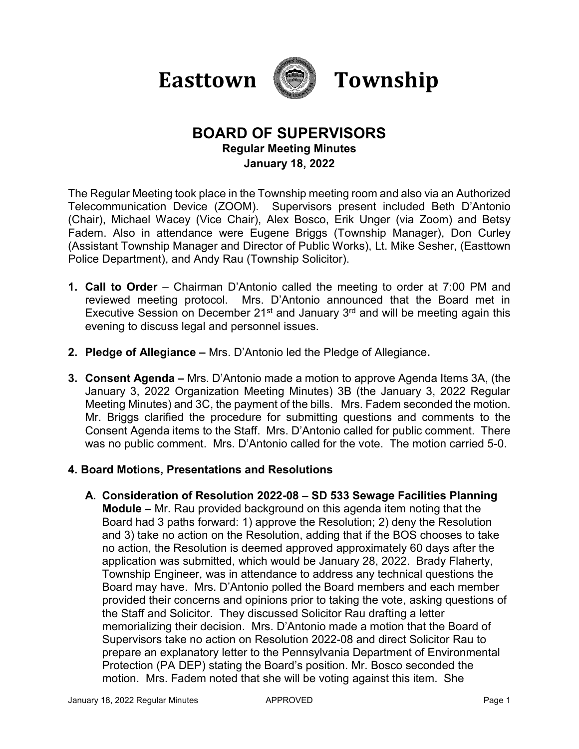# Easttown Township

## BOARD OF SUPERVISORS

**Regular Meeting Minutes**

**January 18, 2022**

The Regular Meeting took place in the Township meeting room and also via an Authorized Telecommunication Device (ZOOM). Supervisors present included Beth D'Antonio (Chair), Michael Wacey (Vice Chair), Alex Bosco, Erik Unger (via Zoom) and Betsy Fadem. Also in attendance were Eugene Briggs (Township Manager), Don Curley (Assistant Township Manager and Director of Public Works), Lt. Mike Sesher, (Easttown Police Department), and Andy Rau (Township Solicitor).

1. **Call to Order** – Chairman D'Antonio called the meeting to order at 7:00 PM and reviewed meeting protocol. Mrs. D'Antonio announced that the Board met in Executive Session on December 21st and January 3rd and will be meeting again this evening to discuss legal and personnel issues.

2. **Pledge of Allegiance –** Mrs. D'Antonio led the Pledge of Allegiance**.**

3. **Consent Agenda –** Mrs. D'Antonio made a motion to approve Agenda Items 3A, (the January 3, 2022 Organization Meeting Minutes) 3B (the January 3, 2022 Regular Meeting Minutes) and 3C, the payment of the bills. Mrs. Fadem seconded the motion. Mr. Briggs clarified the procedure for submitting questions and comments to the Consent Agenda items to the Staff. Mrs. D'Antonio called for public comment. There was no public comment. Mrs. D'Antonio called for the vote. The motion carried 5-0.

**4. Board Motions, Presentations and Resolutions**

**A. Consideration of Resolution 2022-08 – SD 533 Sewage Facilities Planning Module –** Mr. Rau provided background on this agenda item noting that the Board had 3 paths forward: 1) approve the Resolution; 2) deny the Resolution and 3) take no action on the Resolution, adding that if the BOS chooses to take no action, the Resolution is deemed approved approximately 60 days after the application was submitted, which would be January 28, 2022. Brady Flaherty, Township Engineer, was in attendance to address any technical questions the Board may have. Mrs. D'Antonio polled the Board members and each member provided their concerns and opinions prior to taking the vote, asking questions of the Staff and Solicitor. They discussed Solicitor Rau drafting a letter memorializing their decision. Mrs. D'Antonio made a motion that the Board of Supervisors take no action on Resolution 2022-08 and direct Solicitor Rau to prepare an explanatory letter to the Pennsylvania Department of Environmental Protection (PA DEP) stating the Board's position. Mr. Bosco seconded the motion. Mrs. Fadem noted that she will be voting against this item. She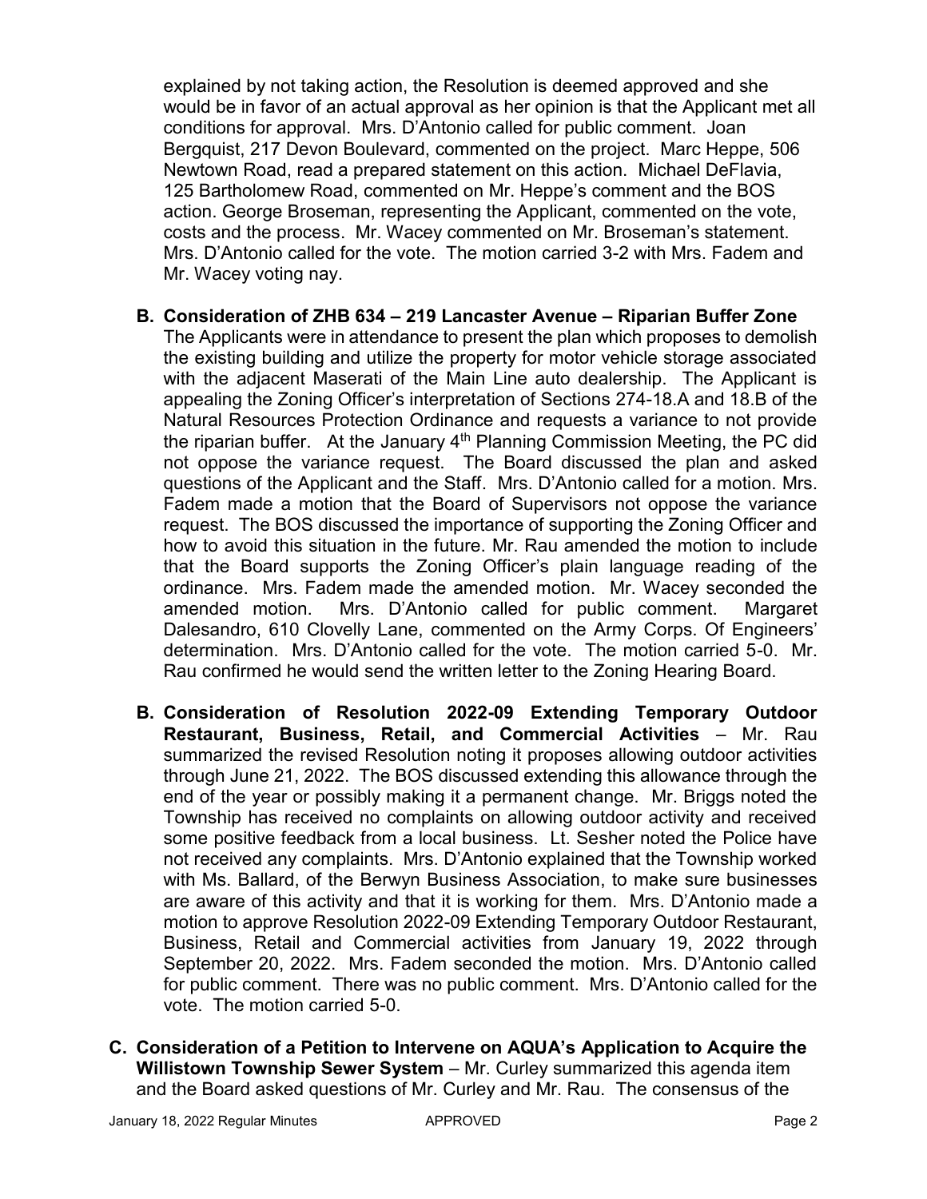explained by not taking action, the Resolution is deemed approved and she would be in favor of an actual approval as her opinion is that the Applicant met all conditions for approval. Mrs. D'Antonio called for public comment. Joan Bergquist, 217 Devon Boulevard, commented on the project. Marc Heppe, 506 Newtown Road, read a prepared statement on this action. Michael DeFlavia, 125 Bartholomew Road, commented on Mr. Heppe's comment and the BOS action. George Broseman, representing the Applicant, commented on the vote, costs and the process. Mr. Wacey commented on Mr. Broseman's statement. Mrs. D'Antonio called for the vote. The motion carried 3-2 with Mrs. Fadem and Mr. Wacey voting nay.

**B. Consideration of ZHB 634 – 219 Lancaster Avenue – Riparian Buffer Zone**
The Applicants were in attendance to present the plan which proposes to demolish the existing building and utilize the property for motor vehicle storage associated with the adjacent Maserati of the Main Line auto dealership. The Applicant is appealing the Zoning Officer's interpretation of Sections 274-18.A and 18.B of the Natural Resources Protection Ordinance and requests a variance to not provide the riparian buffer. At the January 4th Planning Commission Meeting, the PC did not oppose the variance request. The Board discussed the plan and asked questions of the Applicant and the Staff. Mrs. D'Antonio called for a motion. Mrs. Fadem made a motion that the Board of Supervisors not oppose the variance request. The BOS discussed the importance of supporting the Zoning Officer and how to avoid this situation in the future. Mr. Rau amended the motion to include that the Board supports the Zoning Officer's plain language reading of the ordinance. Mrs. Fadem made the amended motion. Mr. Wacey seconded the amended motion. Mrs. D'Antonio called for public comment. Margaret Dalesandro, 610 Clovelly Lane, commented on the Army Corps. Of Engineers' determination. Mrs. D'Antonio called for the vote. The motion carried 5-0. Mr. Rau confirmed he would send the written letter to the Zoning Hearing Board.

**B. Consideration of Resolution 2022-09 Extending Temporary Outdoor Restaurant, Business, Retail, and Commercial Activities** – Mr. Rau summarized the revised Resolution noting it proposes allowing outdoor activities through June 21, 2022. The BOS discussed extending this allowance through the end of the year or possibly making it a permanent change. Mr. Briggs noted the Township has received no complaints on allowing outdoor activity and received some positive feedback from a local business. Lt. Sesher noted the Police have not received any complaints. Mrs. D'Antonio explained that the Township worked with Ms. Ballard, of the Berwyn Business Association, to make sure businesses are aware of this activity and that it is working for them. Mrs. D'Antonio made a motion to approve Resolution 2022-09 Extending Temporary Outdoor Restaurant, Business, Retail and Commercial activities from January 19, 2022 through September 20, 2022. Mrs. Fadem seconded the motion. Mrs. D'Antonio called for public comment. There was no public comment. Mrs. D'Antonio called for the vote. The motion carried 5-0.

**C. Consideration of a Petition to Intervene on AQUA's Application to Acquire the Willistown Township Sewer System** – Mr. Curley summarized this agenda item and the Board asked questions of Mr. Curley and Mr. Rau. The consensus of the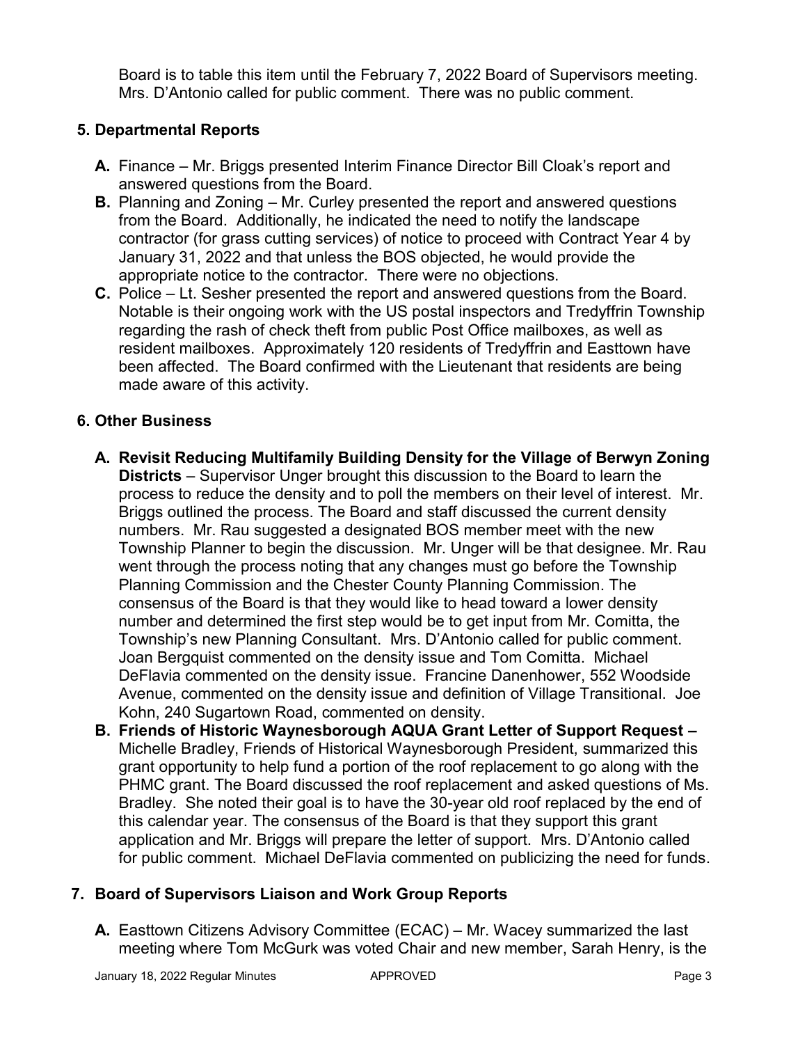Board is to table this item until the February 7, 2022 Board of Supervisors meeting. Mrs. D'Antonio called for public comment. There was no public comment.

## 5. Departmental Reports

- **A.** Finance – Mr. Briggs presented Interim Finance Director Bill Cloak's report and answered questions from the Board.
- **B.** Planning and Zoning – Mr. Curley presented the report and answered questions from the Board. Additionally, he indicated the need to notify the landscape contractor (for grass cutting services) of notice to proceed with Contract Year 4 by January 31, 2022 and that unless the BOS objected, he would provide the appropriate notice to the contractor. There were no objections.
- **C.** Police – Lt. Sesher presented the report and answered questions from the Board. Notable is their ongoing work with the US postal inspectors and Tredyffrin Township regarding the rash of check theft from public Post Office mailboxes, as well as resident mailboxes. Approximately 120 residents of Tredyffrin and Easttown have been affected. The Board confirmed with the Lieutenant that residents are being made aware of this activity.

## 6. Other Business

- **A. Revisit Reducing Multifamily Building Density for the Village of Berwyn Zoning Districts** – Supervisor Unger brought this discussion to the Board to learn the process to reduce the density and to poll the members on their level of interest. Mr. Briggs outlined the process. The Board and staff discussed the current density numbers. Mr. Rau suggested a designated BOS member meet with the new Township Planner to begin the discussion. Mr. Unger will be that designee. Mr. Rau went through the process noting that any changes must go before the Township Planning Commission and the Chester County Planning Commission. The consensus of the Board is that they would like to head toward a lower density number and determined the first step would be to get input from Mr. Comitta, the Township's new Planning Consultant. Mrs. D'Antonio called for public comment. Joan Bergquist commented on the density issue and Tom Comitta. Michael DeFlavia commented on the density issue. Francine Danenhower, 552 Woodside Avenue, commented on the density issue and definition of Village Transitional. Joe Kohn, 240 Sugartown Road, commented on density.
- **B. Friends of Historic Waynesborough AQUA Grant Letter of Support Request –** Michelle Bradley, Friends of Historical Waynesborough President, summarized this grant opportunity to help fund a portion of the roof replacement to go along with the PHMC grant. The Board discussed the roof replacement and asked questions of Ms. Bradley. She noted their goal is to have the 30-year old roof replaced by the end of this calendar year. The consensus of the Board is that they support this grant application and Mr. Briggs will prepare the letter of support. Mrs. D'Antonio called for public comment. Michael DeFlavia commented on publicizing the need for funds.

## 7. Board of Supervisors Liaison and Work Group Reports

- **A.** Easttown Citizens Advisory Committee (ECAC) – Mr. Wacey summarized the last meeting where Tom McGurk was voted Chair and new member, Sarah Henry, is the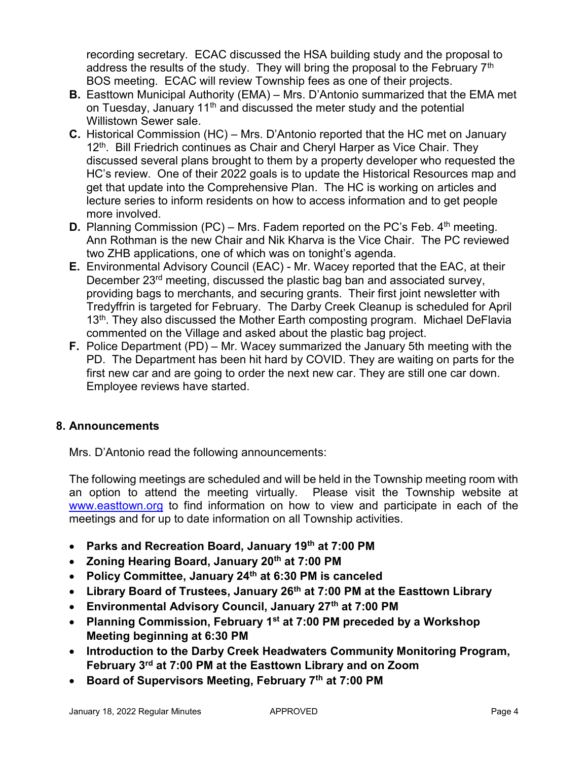recording secretary. ECAC discussed the HSA building study and the proposal to address the results of the study. They will bring the proposal to the February 7th BOS meeting. ECAC will review Township fees as one of their projects.

**B.** Easttown Municipal Authority (EMA) – Mrs. D'Antonio summarized that the EMA met on Tuesday, January 11th and discussed the meter study and the potential Willistown Sewer sale.

**C.** Historical Commission (HC) – Mrs. D'Antonio reported that the HC met on January 12th. Bill Friedrich continues as Chair and Cheryl Harper as Vice Chair. They discussed several plans brought to them by a property developer who requested the HC's review. One of their 2022 goals is to update the Historical Resources map and get that update into the Comprehensive Plan. The HC is working on articles and lecture series to inform residents on how to access information and to get people more involved.

**D.** Planning Commission (PC) – Mrs. Fadem reported on the PC's Feb. 4th meeting. Ann Rothman is the new Chair and Nik Kharva is the Vice Chair. The PC reviewed two ZHB applications, one of which was on tonight's agenda.

**E.** Environmental Advisory Council (EAC) - Mr. Wacey reported that the EAC, at their December 23rd meeting, discussed the plastic bag ban and associated survey, providing bags to merchants, and securing grants. Their first joint newsletter with Tredyffrin is targeted for February. The Darby Creek Cleanup is scheduled for April 13th. They also discussed the Mother Earth composting program. Michael DeFlavia commented on the Village and asked about the plastic bag project.

**F.** Police Department (PD) – Mr. Wacey summarized the January 5th meeting with the PD. The Department has been hit hard by COVID. They are waiting on parts for the first new car and are going to order the next new car. They are still one car down. Employee reviews have started.

## 8. Announcements

Mrs. D'Antonio read the following announcements:

The following meetings are scheduled and will be held in the Township meeting room with an option to attend the meeting virtually. Please visit the Township website at www.easttown.org to find information on how to view and participate in each of the meetings and for up to date information on all Township activities.

- **Parks and Recreation Board, January 19th at 7:00 PM**
- **Zoning Hearing Board, January 20th at 7:00 PM**
- **Policy Committee, January 24th at 6:30 PM is canceled**
- **Library Board of Trustees, January 26th at 7:00 PM at the Easttown Library**
- **Environmental Advisory Council, January 27th at 7:00 PM**
- **Planning Commission, February 1st at 7:00 PM preceded by a Workshop Meeting beginning at 6:30 PM**
- **Introduction to the Darby Creek Headwaters Community Monitoring Program, February 3rd at 7:00 PM at the Easttown Library and on Zoom**
- **Board of Supervisors Meeting, February 7th at 7:00 PM**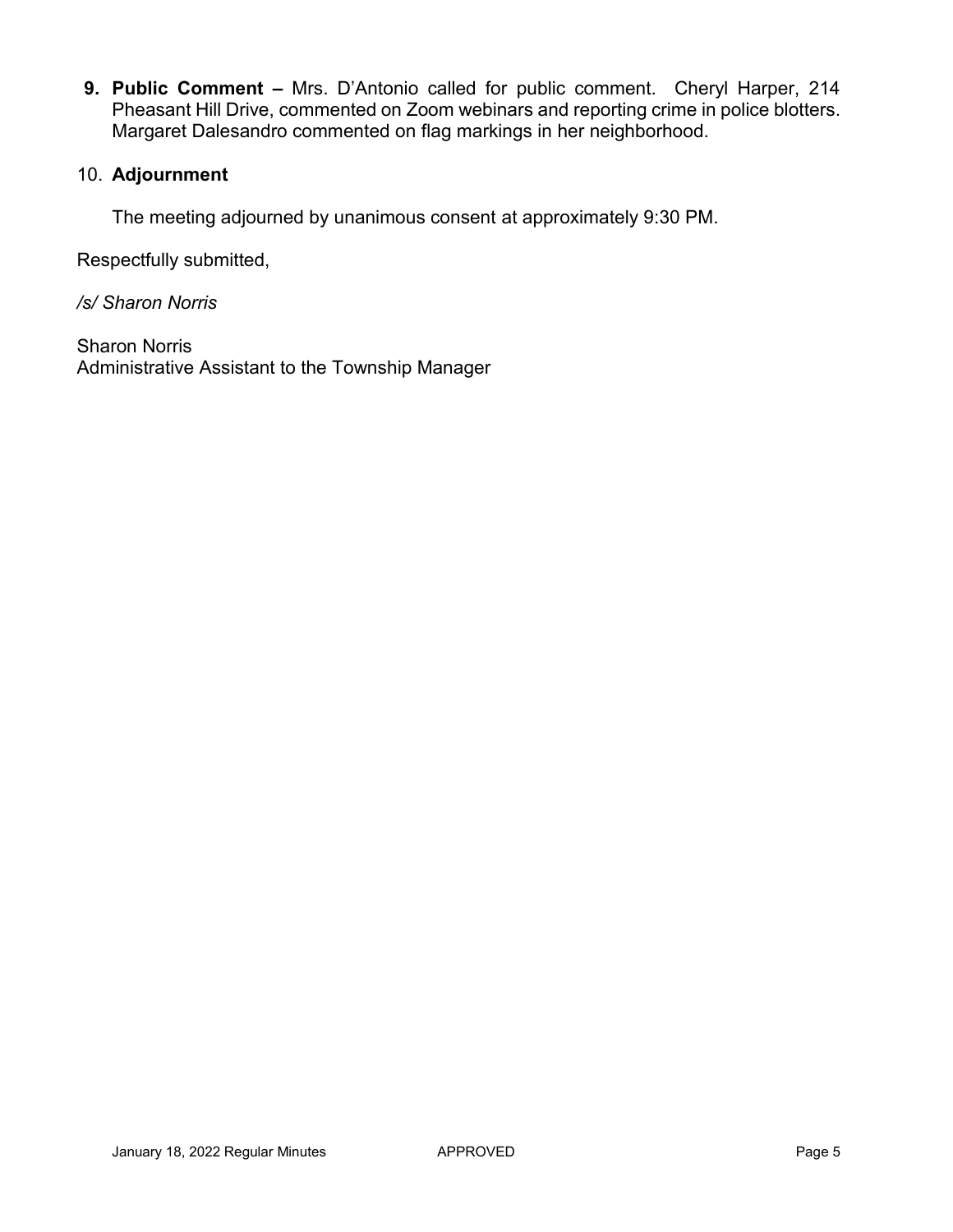**9. Public Comment –** Mrs. D'Antonio called for public comment. Cheryl Harper, 214 Pheasant Hill Drive, commented on Zoom webinars and reporting crime in police blotters. Margaret Dalesandro commented on flag markings in her neighborhood.

10. **Adjournment**

The meeting adjourned by unanimous consent at approximately 9:30 PM.

Respectfully submitted,

*/s/ Sharon Norris*

Sharon Norris
Administrative Assistant to the Township Manager